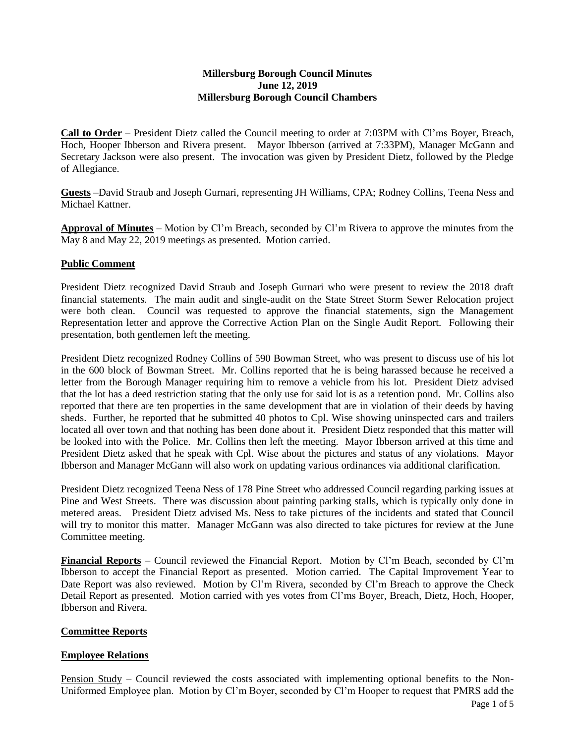# Millersburg Borough Council Minutes
## June 12, 2019
## Millersburg Borough Council Chambers

**Call to Order** – President Dietz called the Council meeting to order at 7:03PM with Cl'ms Boyer, Breach, Hoch, Hooper Ibberson and Rivera present. Mayor Ibberson (arrived at 7:33PM), Manager McGann and Secretary Jackson were also present. The invocation was given by President Dietz, followed by the Pledge of Allegiance.

**Guests** –David Straub and Joseph Gurnari, representing JH Williams, CPA; Rodney Collins, Teena Ness and Michael Kattner.

**Approval of Minutes** – Motion by Cl'm Breach, seconded by Cl'm Rivera to approve the minutes from the May 8 and May 22, 2019 meetings as presented. Motion carried.

**Public Comment**

President Dietz recognized David Straub and Joseph Gurnari who were present to review the 2018 draft financial statements. The main audit and single-audit on the State Street Storm Sewer Relocation project were both clean. Council was requested to approve the financial statements, sign the Management Representation letter and approve the Corrective Action Plan on the Single Audit Report. Following their presentation, both gentlemen left the meeting.

President Dietz recognized Rodney Collins of 590 Bowman Street, who was present to discuss use of his lot in the 600 block of Bowman Street. Mr. Collins reported that he is being harassed because he received a letter from the Borough Manager requiring him to remove a vehicle from his lot. President Dietz advised that the lot has a deed restriction stating that the only use for said lot is as a retention pond. Mr. Collins also reported that there are ten properties in the same development that are in violation of their deeds by having sheds. Further, he reported that he submitted 40 photos to Cpl. Wise showing uninspected cars and trailers located all over town and that nothing has been done about it. President Dietz responded that this matter will be looked into with the Police. Mr. Collins then left the meeting. Mayor Ibberson arrived at this time and President Dietz asked that he speak with Cpl. Wise about the pictures and status of any violations. Mayor Ibberson and Manager McGann will also work on updating various ordinances via additional clarification.

President Dietz recognized Teena Ness of 178 Pine Street who addressed Council regarding parking issues at Pine and West Streets. There was discussion about painting parking stalls, which is typically only done in metered areas. President Dietz advised Ms. Ness to take pictures of the incidents and stated that Council will try to monitor this matter. Manager McGann was also directed to take pictures for review at the June Committee meeting.

**Financial Reports** – Council reviewed the Financial Report. Motion by Cl'm Beach, seconded by Cl'm Ibberson to accept the Financial Report as presented. Motion carried. The Capital Improvement Year to Date Report was also reviewed. Motion by Cl'm Rivera, seconded by Cl'm Breach to approve the Check Detail Report as presented. Motion carried with yes votes from Cl'ms Boyer, Breach, Dietz, Hoch, Hooper, Ibberson and Rivera.

**Committee Reports**

**Employee Relations**

Pension Study – Council reviewed the costs associated with implementing optional benefits to the Non-Uniformed Employee plan. Motion by Cl'm Boyer, seconded by Cl'm Hooper to request that PMRS add the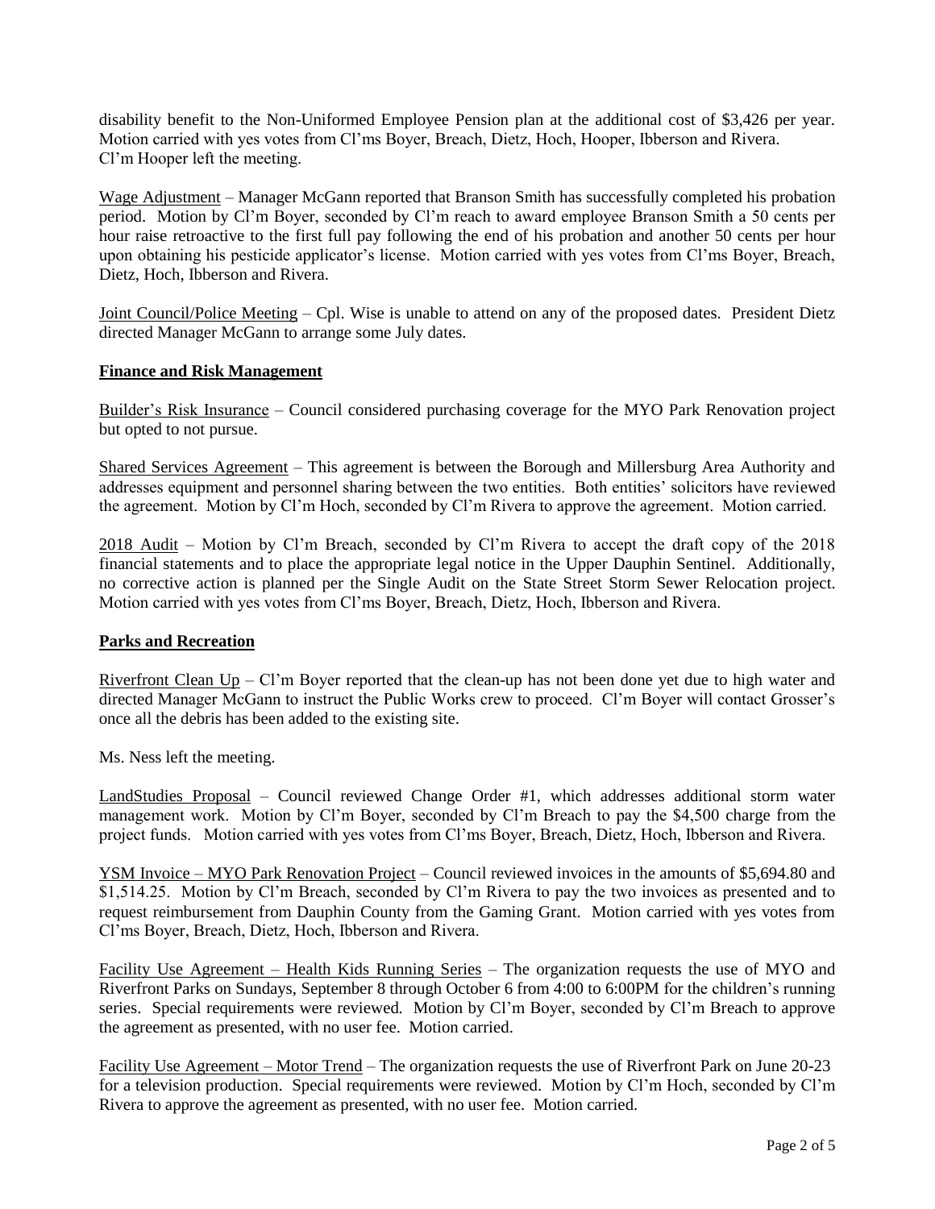disability benefit to the Non-Uniformed Employee Pension plan at the additional cost of $3,426 per year. Motion carried with yes votes from Cl'ms Boyer, Breach, Dietz, Hoch, Hooper, Ibberson and Rivera. Cl'm Hooper left the meeting.

Wage Adjustment – Manager McGann reported that Branson Smith has successfully completed his probation period. Motion by Cl'm Boyer, seconded by Cl'm reach to award employee Branson Smith a 50 cents per hour raise retroactive to the first full pay following the end of his probation and another 50 cents per hour upon obtaining his pesticide applicator's license. Motion carried with yes votes from Cl'ms Boyer, Breach, Dietz, Hoch, Ibberson and Rivera.

Joint Council/Police Meeting – Cpl. Wise is unable to attend on any of the proposed dates. President Dietz directed Manager McGann to arrange some July dates.

## Finance and Risk Management

Builder's Risk Insurance – Council considered purchasing coverage for the MYO Park Renovation project but opted to not pursue.

Shared Services Agreement – This agreement is between the Borough and Millersburg Area Authority and addresses equipment and personnel sharing between the two entities. Both entities' solicitors have reviewed the agreement. Motion by Cl'm Hoch, seconded by Cl'm Rivera to approve the agreement. Motion carried.

2018 Audit – Motion by Cl'm Breach, seconded by Cl'm Rivera to accept the draft copy of the 2018 financial statements and to place the appropriate legal notice in the Upper Dauphin Sentinel. Additionally, no corrective action is planned per the Single Audit on the State Street Storm Sewer Relocation project. Motion carried with yes votes from Cl'ms Boyer, Breach, Dietz, Hoch, Ibberson and Rivera.

## Parks and Recreation

Riverfront Clean Up – Cl'm Boyer reported that the clean-up has not been done yet due to high water and directed Manager McGann to instruct the Public Works crew to proceed. Cl'm Boyer will contact Grosser's once all the debris has been added to the existing site.

Ms. Ness left the meeting.

LandStudies Proposal – Council reviewed Change Order #1, which addresses additional storm water management work. Motion by Cl'm Boyer, seconded by Cl'm Breach to pay the $4,500 charge from the project funds. Motion carried with yes votes from Cl'ms Boyer, Breach, Dietz, Hoch, Ibberson and Rivera.

YSM Invoice – MYO Park Renovation Project – Council reviewed invoices in the amounts of $5,694.80 and $1,514.25. Motion by Cl'm Breach, seconded by Cl'm Rivera to pay the two invoices as presented and to request reimbursement from Dauphin County from the Gaming Grant. Motion carried with yes votes from Cl'ms Boyer, Breach, Dietz, Hoch, Ibberson and Rivera.

Facility Use Agreement – Health Kids Running Series – The organization requests the use of MYO and Riverfront Parks on Sundays, September 8 through October 6 from 4:00 to 6:00PM for the children's running series. Special requirements were reviewed. Motion by Cl'm Boyer, seconded by Cl'm Breach to approve the agreement as presented, with no user fee. Motion carried.

Facility Use Agreement – Motor Trend – The organization requests the use of Riverfront Park on June 20-23 for a television production. Special requirements were reviewed. Motion by Cl'm Hoch, seconded by Cl'm Rivera to approve the agreement as presented, with no user fee. Motion carried.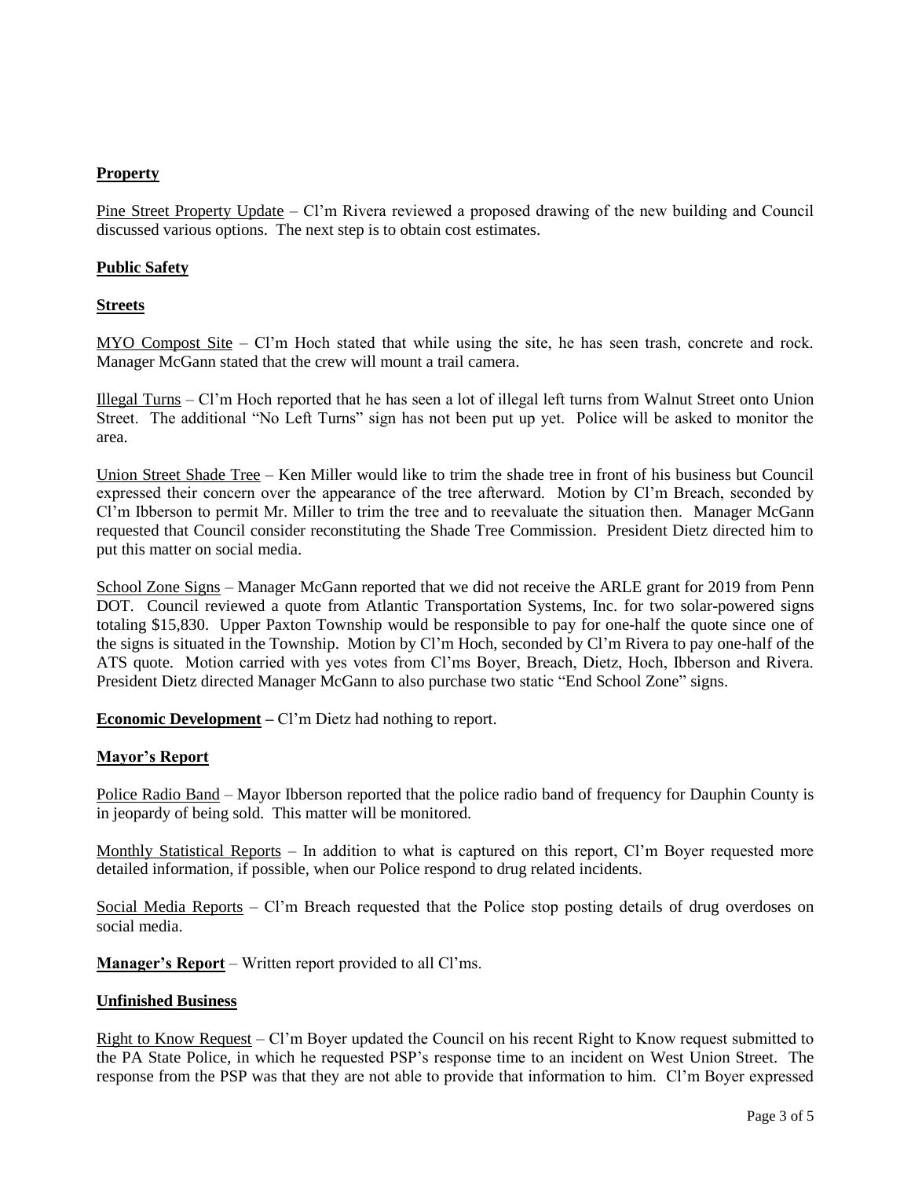**Property**

Pine Street Property Update – Cl'm Rivera reviewed a proposed drawing of the new building and Council discussed various options. The next step is to obtain cost estimates.

**Public Safety**

**Streets**

MYO Compost Site – Cl'm Hoch stated that while using the site, he has seen trash, concrete and rock. Manager McGann stated that the crew will mount a trail camera.

Illegal Turns – Cl'm Hoch reported that he has seen a lot of illegal left turns from Walnut Street onto Union Street. The additional "No Left Turns" sign has not been put up yet. Police will be asked to monitor the area.

Union Street Shade Tree – Ken Miller would like to trim the shade tree in front of his business but Council expressed their concern over the appearance of the tree afterward. Motion by Cl'm Breach, seconded by Cl'm Ibberson to permit Mr. Miller to trim the tree and to reevaluate the situation then. Manager McGann requested that Council consider reconstituting the Shade Tree Commission. President Dietz directed him to put this matter on social media.

School Zone Signs – Manager McGann reported that we did not receive the ARLE grant for 2019 from Penn DOT. Council reviewed a quote from Atlantic Transportation Systems, Inc. for two solar-powered signs totaling $15,830. Upper Paxton Township would be responsible to pay for one-half the quote since one of the signs is situated in the Township. Motion by Cl'm Hoch, seconded by Cl'm Rivera to pay one-half of the ATS quote. Motion carried with yes votes from Cl'ms Boyer, Breach, Dietz, Hoch, Ibberson and Rivera. President Dietz directed Manager McGann to also purchase two static "End School Zone" signs.

**Economic Development –** Cl'm Dietz had nothing to report.

**Mayor's Report**

Police Radio Band – Mayor Ibberson reported that the police radio band of frequency for Dauphin County is in jeopardy of being sold. This matter will be monitored.

Monthly Statistical Reports – In addition to what is captured on this report, Cl'm Boyer requested more detailed information, if possible, when our Police respond to drug related incidents.

Social Media Reports – Cl'm Breach requested that the Police stop posting details of drug overdoses on social media.

**Manager's Report** – Written report provided to all Cl'ms.

**Unfinished Business**

Right to Know Request – Cl'm Boyer updated the Council on his recent Right to Know request submitted to the PA State Police, in which he requested PSP's response time to an incident on West Union Street. The response from the PSP was that they are not able to provide that information to him. Cl'm Boyer expressed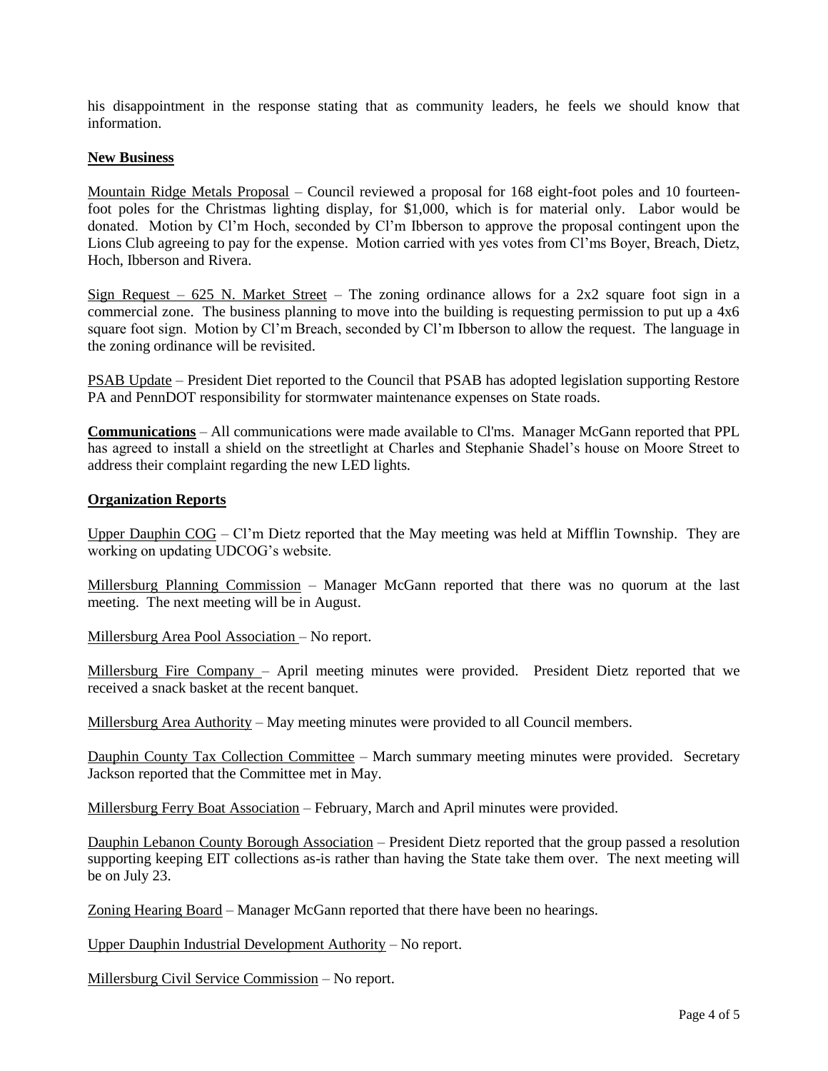his disappointment in the response stating that as community leaders, he feels we should know that information.

**New Business**

Mountain Ridge Metals Proposal – Council reviewed a proposal for 168 eight-foot poles and 10 fourteen-foot poles for the Christmas lighting display, for $1,000, which is for material only. Labor would be donated. Motion by Cl'm Hoch, seconded by Cl'm Ibberson to approve the proposal contingent upon the Lions Club agreeing to pay for the expense. Motion carried with yes votes from Cl'ms Boyer, Breach, Dietz, Hoch, Ibberson and Rivera.

Sign Request – 625 N. Market Street – The zoning ordinance allows for a 2x2 square foot sign in a commercial zone. The business planning to move into the building is requesting permission to put up a 4x6 square foot sign. Motion by Cl'm Breach, seconded by Cl'm Ibberson to allow the request. The language in the zoning ordinance will be revisited.

PSAB Update – President Diet reported to the Council that PSAB has adopted legislation supporting Restore PA and PennDOT responsibility for stormwater maintenance expenses on State roads.

**Communications** – All communications were made available to Cl'ms. Manager McGann reported that PPL has agreed to install a shield on the streetlight at Charles and Stephanie Shadel's house on Moore Street to address their complaint regarding the new LED lights.

**Organization Reports**

Upper Dauphin COG – Cl'm Dietz reported that the May meeting was held at Mifflin Township. They are working on updating UDCOG's website.

Millersburg Planning Commission – Manager McGann reported that there was no quorum at the last meeting. The next meeting will be in August.

Millersburg Area Pool Association – No report.

Millersburg Fire Company – April meeting minutes were provided. President Dietz reported that we received a snack basket at the recent banquet.

Millersburg Area Authority – May meeting minutes were provided to all Council members.

Dauphin County Tax Collection Committee – March summary meeting minutes were provided. Secretary Jackson reported that the Committee met in May.

Millersburg Ferry Boat Association – February, March and April minutes were provided.

Dauphin Lebanon County Borough Association – President Dietz reported that the group passed a resolution supporting keeping EIT collections as-is rather than having the State take them over. The next meeting will be on July 23.

Zoning Hearing Board – Manager McGann reported that there have been no hearings.

Upper Dauphin Industrial Development Authority – No report.

Millersburg Civil Service Commission – No report.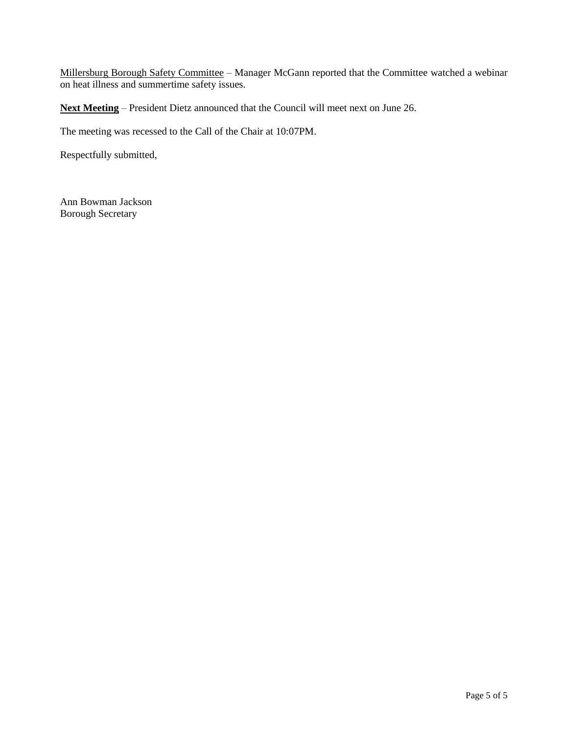<u>Millersburg Borough Safety Committee</u> – Manager McGann reported that the Committee watched a webinar on heat illness and summertime safety issues.

**<u>Next Meeting</u>** – President Dietz announced that the Council will meet next on June 26.

The meeting was recessed to the Call of the Chair at 10:07PM.

Respectfully submitted,

Ann Bowman Jackson
Borough Secretary